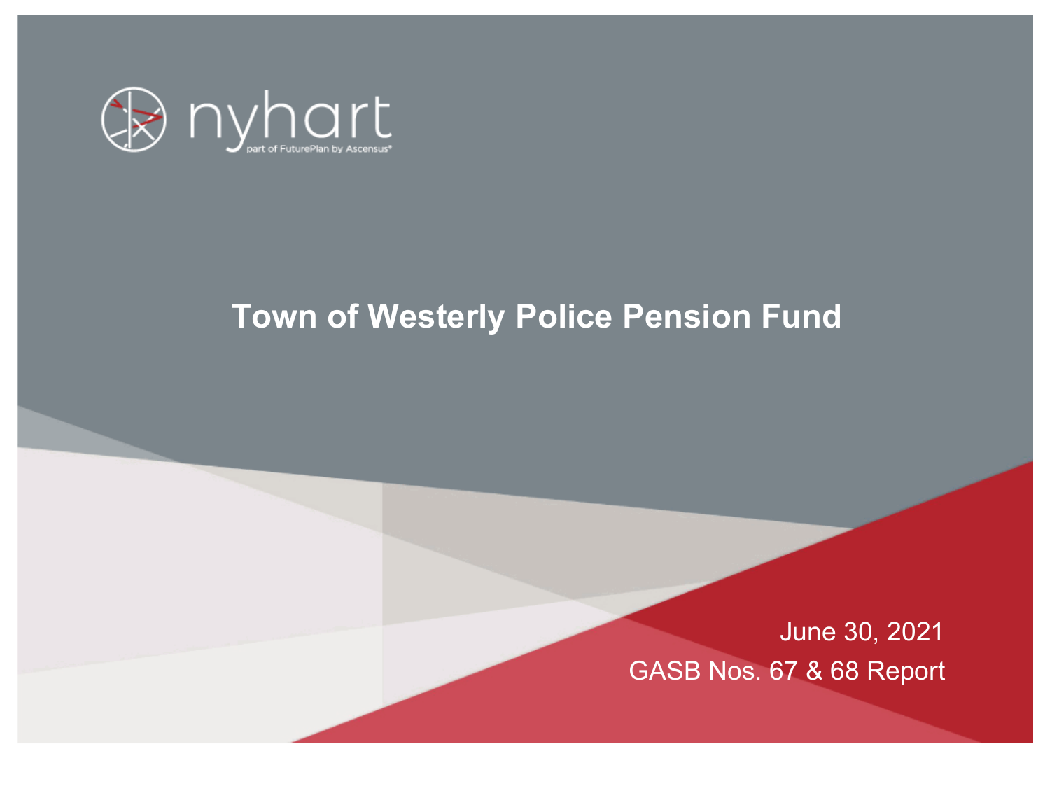nyhart

part of FuturePlan by Ascensus®

# Town of Westerly Police Pension Fund

June 30, 2021

GASB Nos. 67 & 68 Report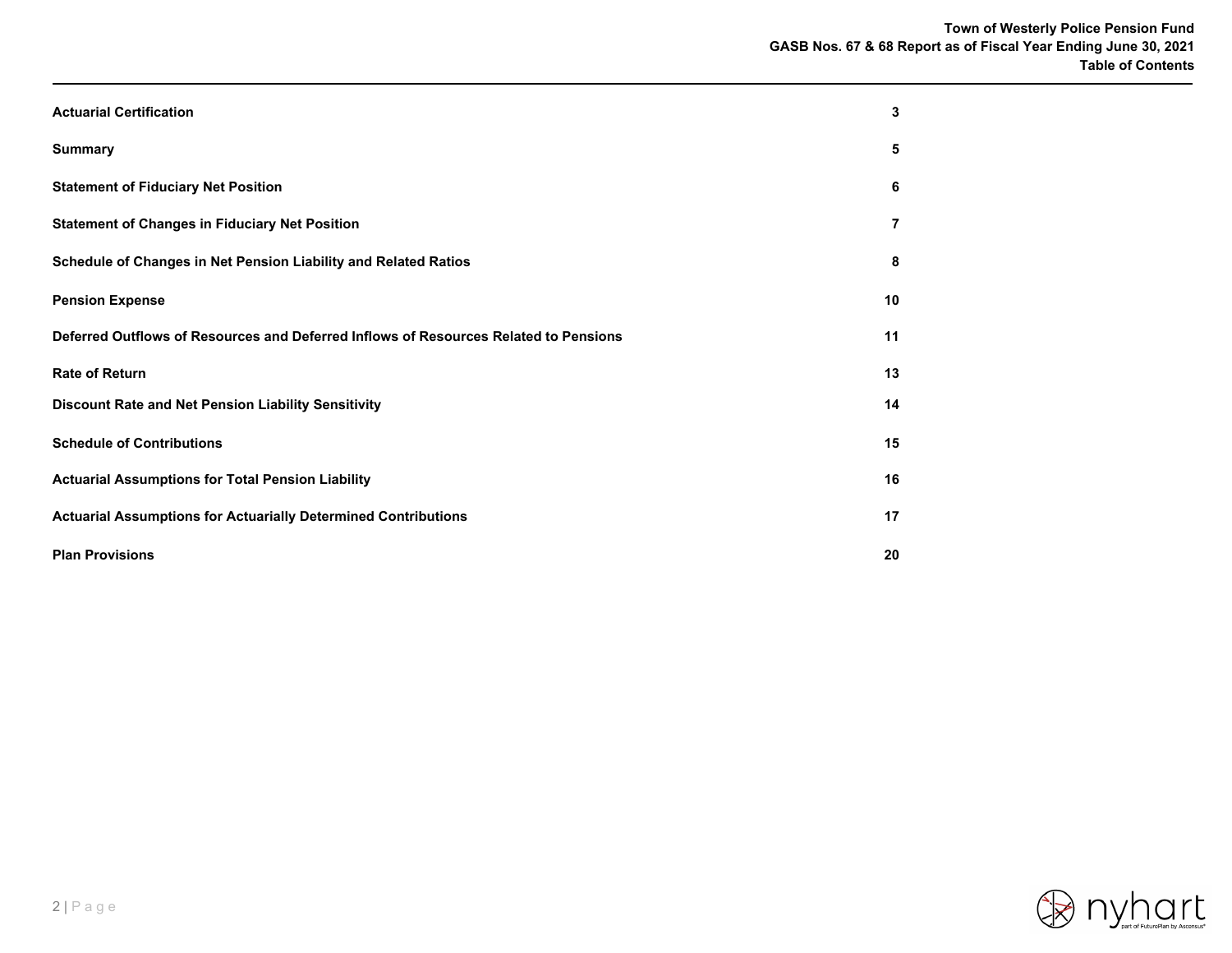# Table of Contents

| Section | Page |
|---|---|
| **Actuarial Certification** | **3** |
| **Summary** | **5** |
| **Statement of Fiduciary Net Position** | **6** |
| **Statement of Changes in Fiduciary Net Position** | **7** |
| **Schedule of Changes in Net Pension Liability and Related Ratios** | **8** |
| **Pension Expense** | **10** |
| **Deferred Outflows of Resources and Deferred Inflows of Resources Related to Pensions** | **11** |
| **Rate of Return** | **13** |
| **Discount Rate and Net Pension Liability Sensitivity** | **14** |
| **Schedule of Contributions** | **15** |
| **Actuarial Assumptions for Total Pension Liability** | **16** |
| **Actuarial Assumptions for Actuarially Determined Contributions** | **17** |
| **Plan Provisions** | **20** |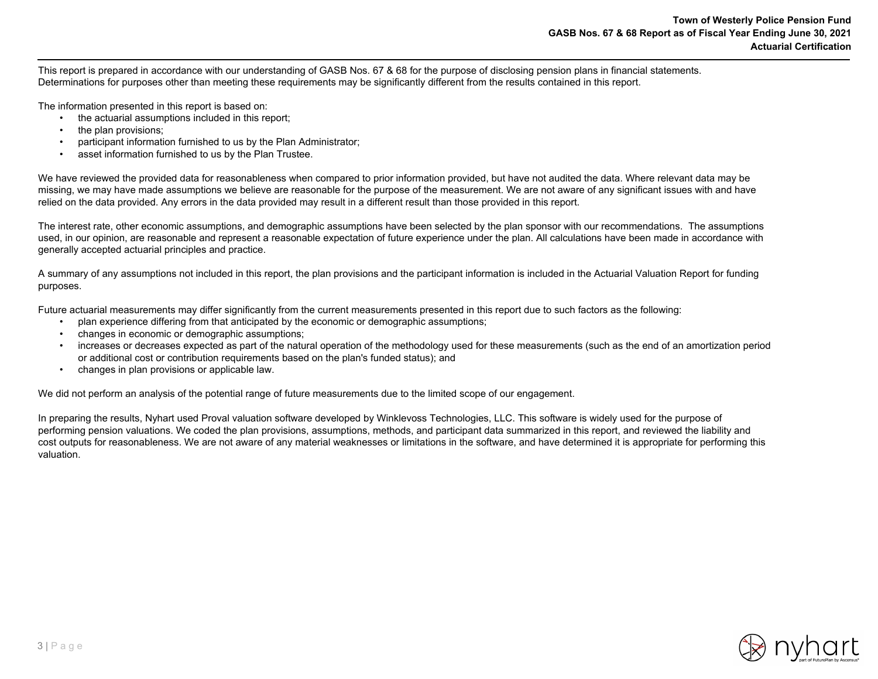This report is prepared in accordance with our understanding of GASB Nos. 67 & 68 for the purpose of disclosing pension plans in financial statements. Determinations for purposes other than meeting these requirements may be significantly different from the results contained in this report.

The information presented in this report is based on:

- the actuarial assumptions included in this report;
- the plan provisions;
- participant information furnished to us by the Plan Administrator;
- asset information furnished to us by the Plan Trustee.

We have reviewed the provided data for reasonableness when compared to prior information provided, but have not audited the data. Where relevant data may be missing, we may have made assumptions we believe are reasonable for the purpose of the measurement. We are not aware of any significant issues with and have relied on the data provided. Any errors in the data provided may result in a different result than those provided in this report.

The interest rate, other economic assumptions, and demographic assumptions have been selected by the plan sponsor with our recommendations. The assumptions used, in our opinion, are reasonable and represent a reasonable expectation of future experience under the plan. All calculations have been made in accordance with generally accepted actuarial principles and practice.

A summary of any assumptions not included in this report, the plan provisions and the participant information is included in the Actuarial Valuation Report for funding purposes.

Future actuarial measurements may differ significantly from the current measurements presented in this report due to such factors as the following:

- plan experience differing from that anticipated by the economic or demographic assumptions;
- changes in economic or demographic assumptions;
- increases or decreases expected as part of the natural operation of the methodology used for these measurements (such as the end of an amortization period or additional cost or contribution requirements based on the plan's funded status); and
- changes in plan provisions or applicable law.

We did not perform an analysis of the potential range of future measurements due to the limited scope of our engagement.

In preparing the results, Nyhart used Proval valuation software developed by Winklevoss Technologies, LLC. This software is widely used for the purpose of performing pension valuations. We coded the plan provisions, assumptions, methods, and participant data summarized in this report, and reviewed the liability and cost outputs for reasonableness. We are not aware of any material weaknesses or limitations in the software, and have determined it is appropriate for performing this valuation.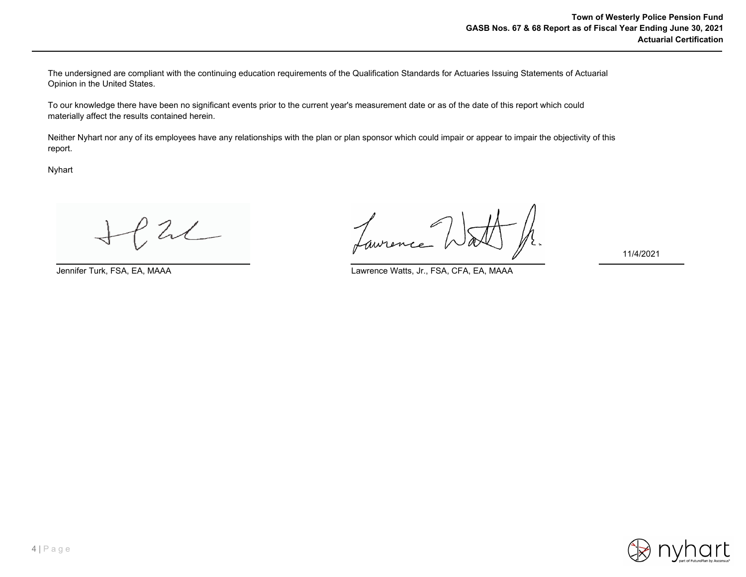The undersigned are compliant with the continuing education requirements of the Qualification Standards for Actuaries Issuing Statements of Actuarial Opinion in the United States.

To our knowledge there have been no significant events prior to the current year's measurement date or as of the date of this report which could materially affect the results contained herein.

Neither Nyhart nor any of its employees have any relationships with the plan or plan sponsor which could impair or appear to impair the objectivity of this report.

Nyhart

| | | |
|---|---|---|
| Jennifer Turk, FSA, EA, MAAA | Lawrence Watts, Jr., FSA, CFA, EA, MAAA | 11/4/2021 |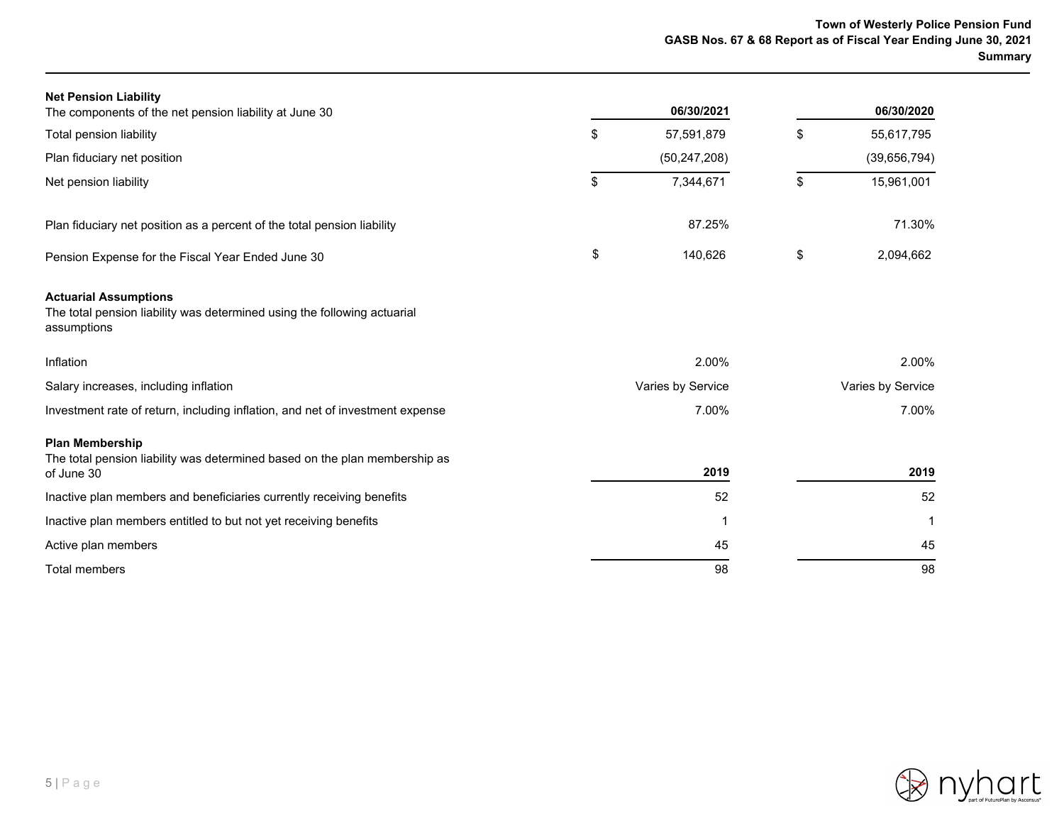### Net Pension Liability

| The components of the net pension liability at June 30 | 06/30/2021 | 06/30/2020 |
|---|---|---|
| Total pension liability | $ 57,591,879 | $ 55,617,795 |
| Plan fiduciary net position | (50,247,208) | (39,656,794) |
| Net pension liability | $ 7,344,671 | $ 15,961,001 |
| | | |
| Plan fiduciary net position as a percent of the total pension liability | 87.25% | 71.30% |
| | | |
| Pension Expense for the Fiscal Year Ended June 30 | $ 140,626 | $ 2,094,662 |

### Actuarial Assumptions

The total pension liability was determined using the following actuarial assumptions

| | 06/30/2021 | 06/30/2020 |
|---|---|---|
| Inflation | 2.00% | 2.00% |
| Salary increases, including inflation | Varies by Service | Varies by Service |
| Investment rate of return, including inflation, and net of investment expense | 7.00% | 7.00% |

### Plan Membership

| The total pension liability was determined based on the plan membership as of June 30 | 2019 | 2019 |
|---|---|---|
| Inactive plan members and beneficiaries currently receiving benefits | 52 | 52 |
| Inactive plan members entitled to but not yet receiving benefits | 1 | 1 |
| Active plan members | 45 | 45 |
| Total members | 98 | 98 |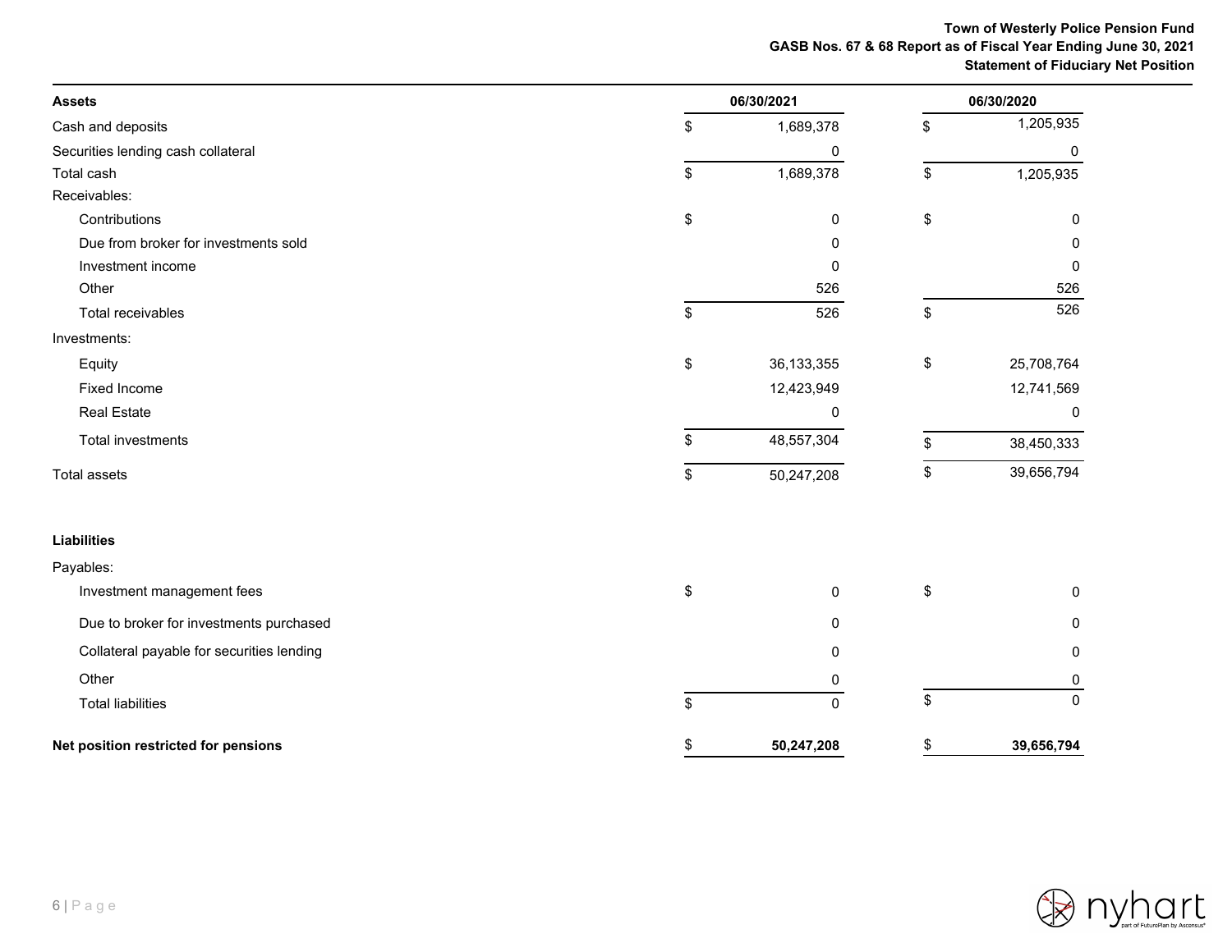**Town of Westerly Police Pension Fund**
**GASB Nos. 67 & 68 Report as of Fiscal Year Ending June 30, 2021**
**Statement of Fiduciary Net Position**

| **Assets** | **06/30/2021** | **06/30/2020** |
|---|---|---|
| Cash and deposits | $ 1,689,378 | $ 1,205,935 |
| Securities lending cash collateral | 0 | 0 |
| Total cash | $ 1,689,378 | $ 1,205,935 |
| Receivables: | | |
| Contributions | $ 0 | $ 0 |
| Due from broker for investments sold | 0 | 0 |
| Investment income | 0 | 0 |
| Other | 526 | 526 |
| Total receivables | $ 526 | $ 526 |
| Investments: | | |
| Equity | $ 36,133,355 | $ 25,708,764 |
| Fixed Income | 12,423,949 | 12,741,569 |
| Real Estate | 0 | 0 |
| Total investments | $ 48,557,304 | $ 38,450,333 |
| Total assets | $ 50,247,208 | $ 39,656,794 |
| | | |
| **Liabilities** | | |
| Payables: | | |
| Investment management fees | $ 0 | $ 0 |
| Due to broker for investments purchased | 0 | 0 |
| Collateral payable for securities lending | 0 | 0 |
| Other | 0 | 0 |
| Total liabilities | $ 0 | $ 0 |
| | | |
| **Net position restricted for pensions** | **$ 50,247,208** | **$ 39,656,794** |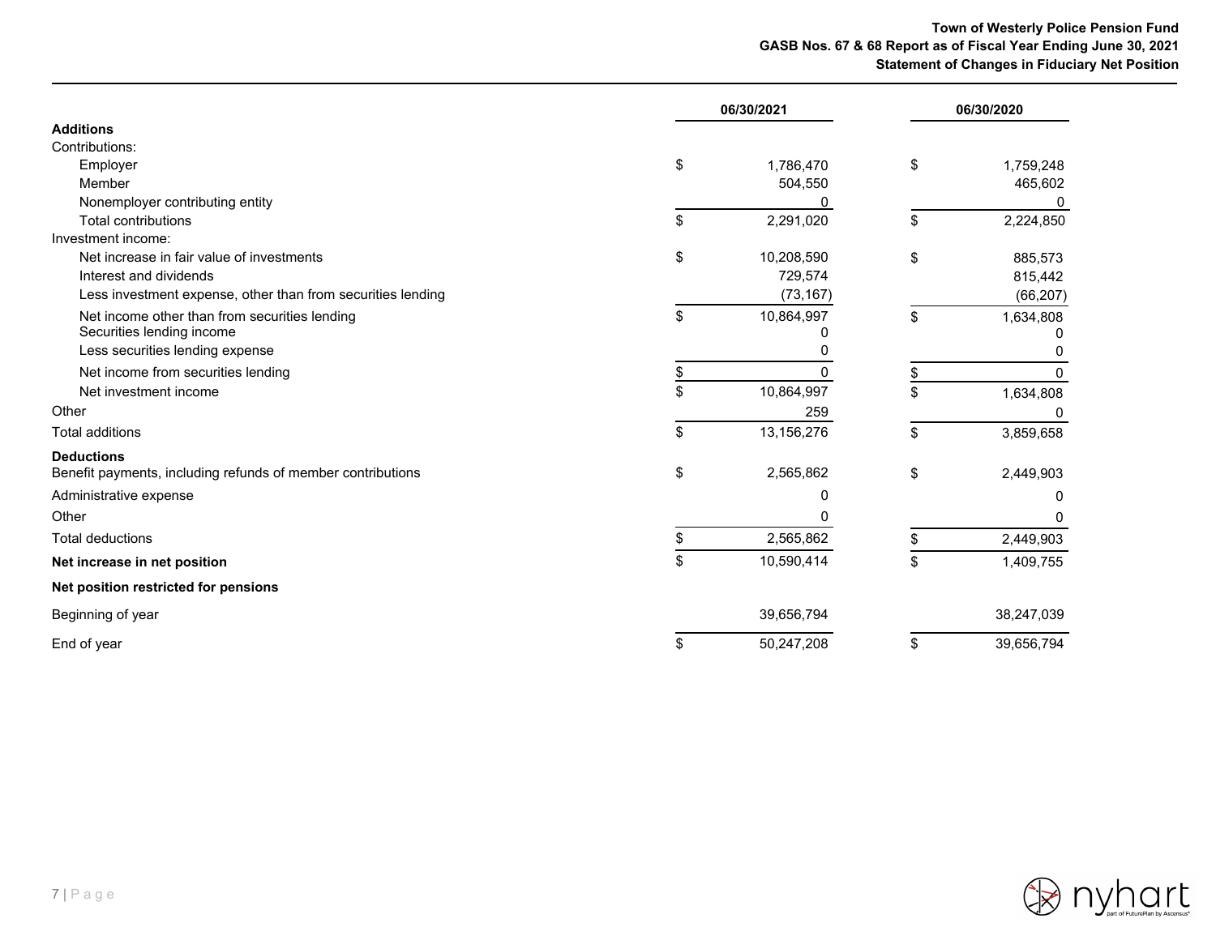# Town of Westerly Police Pension Fund
## GASB Nos. 67 & 68 Report as of Fiscal Year Ending June 30, 2021
## Statement of Changes in Fiduciary Net Position

| | 06/30/2021 | 06/30/2020 |
|---|---|---|
| **Additions** | | |
| Contributions: | | |
| Employer | $ 1,786,470 | $ 1,759,248 |
| Member | 504,550 | 465,602 |
| Nonemployer contributing entity | 0 | 0 |
| Total contributions | $ 2,291,020 | $ 2,224,850 |
| Investment income: | | |
| Net increase in fair value of investments | $ 10,208,590 | $ 885,573 |
| Interest and dividends | 729,574 | 815,442 |
| Less investment expense, other than from securities lending | (73,167) | (66,207) |
| Net income other than from securities lending | $ 10,864,997 | $ 1,634,808 |
| Securities lending income | 0 | 0 |
| Less securities lending expense | 0 | 0 |
| Net income from securities lending | $ 0 | $ 0 |
| Net investment income | $ 10,864,997 | $ 1,634,808 |
| Other | 259 | 0 |
| Total additions | $ 13,156,276 | $ 3,859,658 |
| **Deductions** | | |
| Benefit payments, including refunds of member contributions | $ 2,565,862 | $ 2,449,903 |
| Administrative expense | 0 | 0 |
| Other | 0 | 0 |
| Total deductions | $ 2,565,862 | $ 2,449,903 |
| **Net increase in net position** | $ 10,590,414 | $ 1,409,755 |
| **Net position restricted for pensions** | | |
| Beginning of year | 39,656,794 | 38,247,039 |
| End of year | $ 50,247,208 | $ 39,656,794 |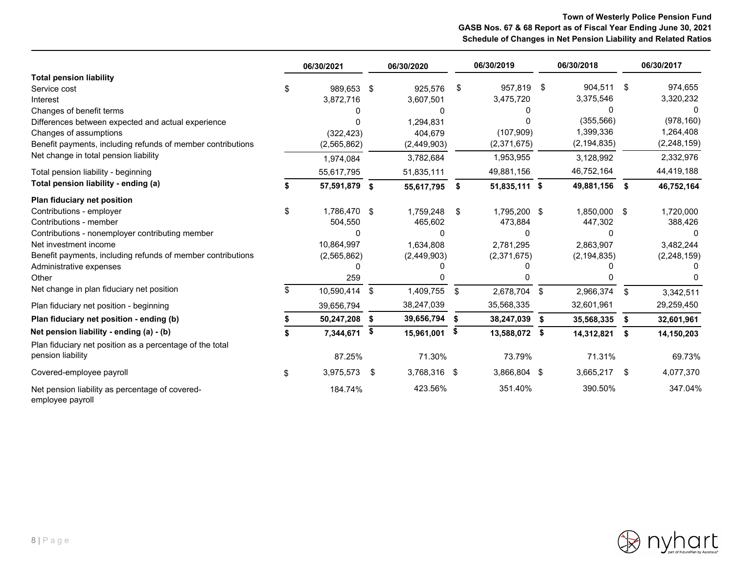# Town of Westerly Police Pension Fund

## GASB Nos. 67 & 68 Report as of Fiscal Year Ending June 30, 2021

## Schedule of Changes in Net Pension Liability and Related Ratios

| | 06/30/2021 | 06/30/2020 | 06/30/2019 | 06/30/2018 | 06/30/2017 |
|---|---|---|---|---|---|
| **Total pension liability** | | | | | |
| Service cost | $ 989,653 | $ 925,576 | $ 957,819 | $ 904,511 | $ 974,655 |
| Interest | 3,872,716 | 3,607,501 | 3,475,720 | 3,375,546 | 3,320,232 |
| Changes of benefit terms | 0 | 0 | 0 | 0 | 0 |
| Differences between expected and actual experience | 0 | 1,294,831 | 0 | (355,566) | (978,160) |
| Changes of assumptions | (322,423) | 404,679 | (107,909) | 1,399,336 | 1,264,408 |
| Benefit payments, including refunds of member contributions | (2,565,862) | (2,449,903) | (2,371,675) | (2,194,835) | (2,248,159) |
| Net change in total pension liability | 1,974,084 | 3,782,684 | 1,953,955 | 3,128,992 | 2,332,976 |
| Total pension liability - beginning | 55,617,795 | 51,835,111 | 49,881,156 | 46,752,164 | 44,419,188 |
| **Total pension liability - ending (a)** | **$ 57,591,879** | **$ 55,617,795** | **$ 51,835,111** | **$ 49,881,156** | **$ 46,752,164** |
| **Plan fiduciary net position** | | | | | |
| Contributions - employer | $ 1,786,470 | $ 1,759,248 | $ 1,795,200 | $ 1,850,000 | $ 1,720,000 |
| Contributions - member | 504,550 | 465,602 | 473,884 | 447,302 | 388,426 |
| Contributions - nonemployer contributing member | 0 | 0 | 0 | 0 | 0 |
| Net investment income | 10,864,997 | 1,634,808 | 2,781,295 | 2,863,907 | 3,482,244 |
| Benefit payments, including refunds of member contributions | (2,565,862) | (2,449,903) | (2,371,675) | (2,194,835) | (2,248,159) |
| Administrative expenses | 0 | 0 | 0 | 0 | 0 |
| Other | 259 | 0 | 0 | 0 | 0 |
| Net change in plan fiduciary net position | $ 10,590,414 | $ 1,409,755 | $ 2,678,704 | $ 2,966,374 | $ 3,342,511 |
| Plan fiduciary net position - beginning | 39,656,794 | 38,247,039 | 35,568,335 | 32,601,961 | 29,259,450 |
| **Plan fiduciary net position - ending (b)** | **$ 50,247,208** | **$ 39,656,794** | **$ 38,247,039** | **$ 35,568,335** | **$ 32,601,961** |
| **Net pension liability - ending (a) - (b)** | **$ 7,344,671** | **$ 15,961,001** | **$ 13,588,072** | **$ 14,312,821** | **$ 14,150,203** |
| Plan fiduciary net position as a percentage of the total pension liability | 87.25% | 71.30% | 73.79% | 71.31% | 69.73% |
| Covered-employee payroll | $ 3,975,573 | $ 3,768,316 | $ 3,866,804 | $ 3,665,217 | $ 4,077,370 |
| Net pension liability as percentage of covered-employee payroll | 184.74% | 423.56% | 351.40% | 390.50% | 347.04% |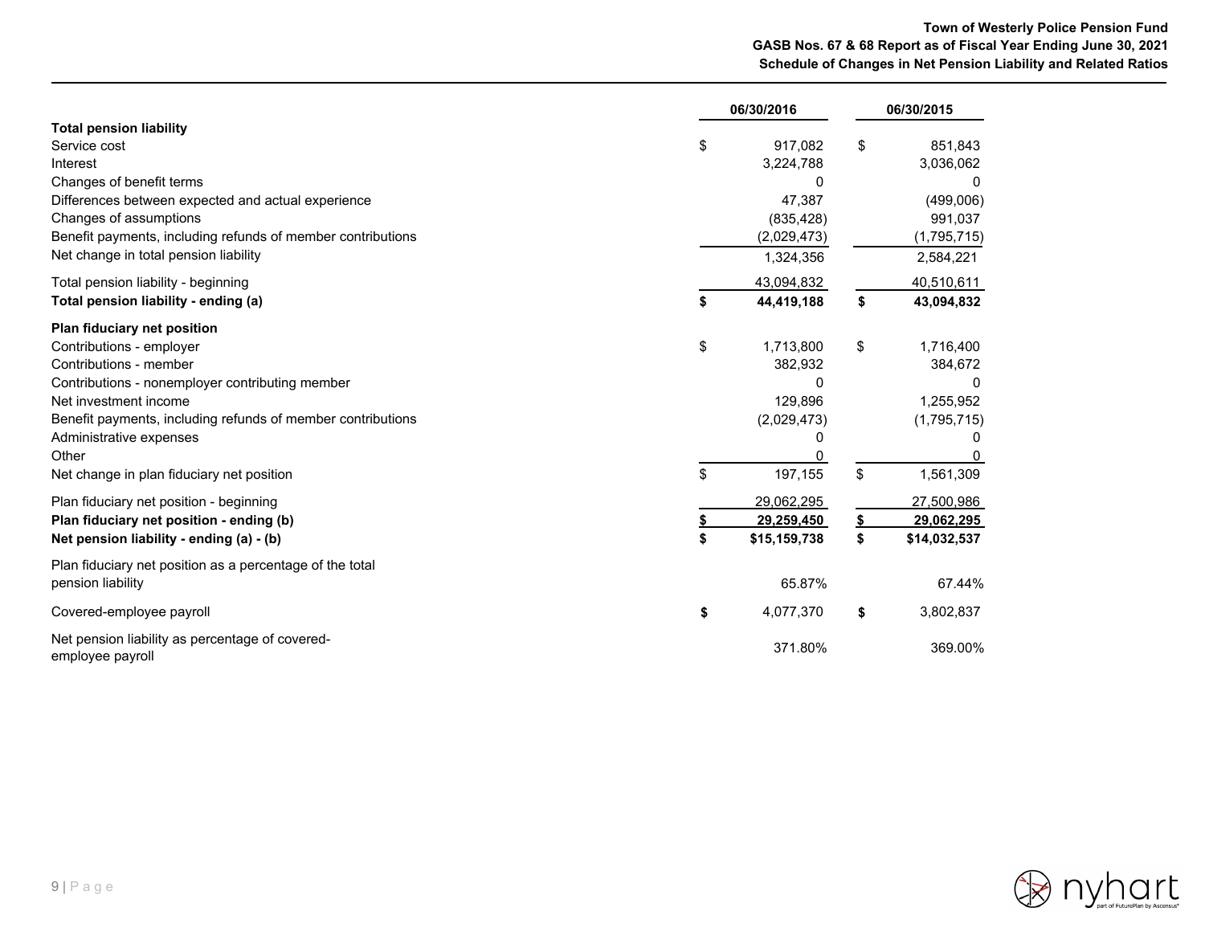# Town of Westerly Police Pension Fund
## GASB Nos. 67 & 68 Report as of Fiscal Year Ending June 30, 2021
## Schedule of Changes in Net Pension Liability and Related Ratios

| | 06/30/2016 | 06/30/2015 |
|---|---|---|
| **Total pension liability** | | |
| Service cost | $ 917,082 | $ 851,843 |
| Interest | 3,224,788 | 3,036,062 |
| Changes of benefit terms | 0 | 0 |
| Differences between expected and actual experience | 47,387 | (499,006) |
| Changes of assumptions | (835,428) | 991,037 |
| Benefit payments, including refunds of member contributions | (2,029,473) | (1,795,715) |
| Net change in total pension liability | 1,324,356 | 2,584,221 |
| Total pension liability - beginning | 43,094,832 | 40,510,611 |
| **Total pension liability - ending (a)** | **$ 44,419,188** | **$ 43,094,832** |
| **Plan fiduciary net position** | | |
| Contributions - employer | $ 1,713,800 | $ 1,716,400 |
| Contributions - member | 382,932 | 384,672 |
| Contributions - nonemployer contributing member | 0 | 0 |
| Net investment income | 129,896 | 1,255,952 |
| Benefit payments, including refunds of member contributions | (2,029,473) | (1,795,715) |
| Administrative expenses | 0 | 0 |
| Other | 0 | 0 |
| Net change in plan fiduciary net position | $ 197,155 | $ 1,561,309 |
| Plan fiduciary net position - beginning | 29,062,295 | 27,500,986 |
| **Plan fiduciary net position - ending (b)** | **$ 29,259,450** | **$ 29,062,295** |
| **Net pension liability - ending (a) - (b)** | **$ $15,159,738** | **$ $14,032,537** |
| Plan fiduciary net position as a percentage of the total pension liability | 65.87% | 67.44% |
| Covered-employee payroll | $ 4,077,370 | $ 3,802,837 |
| Net pension liability as percentage of covered-employee payroll | 371.80% | 369.00% |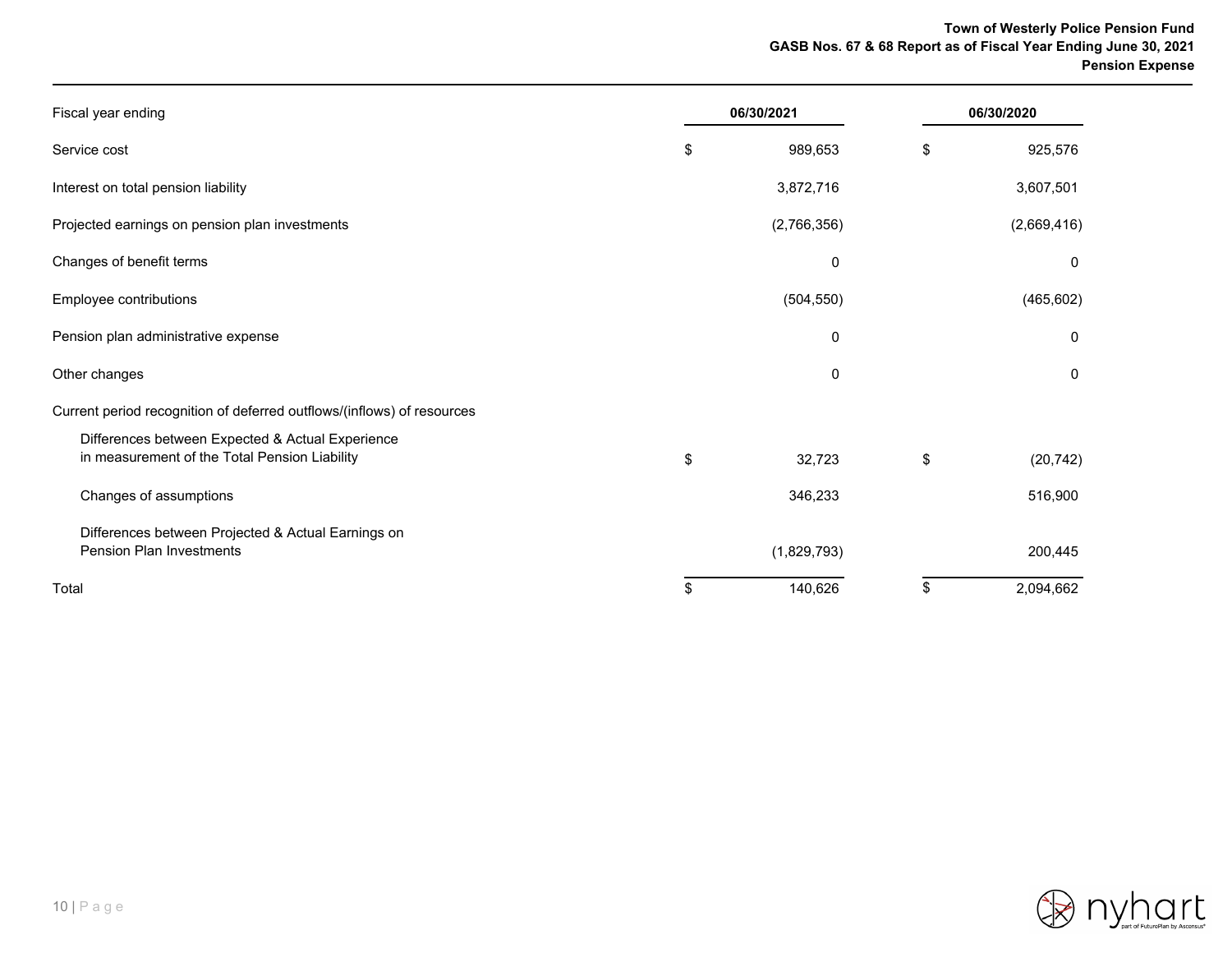# Pension Expense

| Fiscal year ending | 06/30/2021 | 06/30/2020 |
|---|---|---|
| Service cost | $ 989,653 | $ 925,576 |
| Interest on total pension liability | 3,872,716 | 3,607,501 |
| Projected earnings on pension plan investments | (2,766,356) | (2,669,416) |
| Changes of benefit terms | 0 | 0 |
| Employee contributions | (504,550) | (465,602) |
| Pension plan administrative expense | 0 | 0 |
| Other changes | 0 | 0 |
| Current period recognition of deferred outflows/(inflows) of resources | | |
| Differences between Expected & Actual Experience in measurement of the Total Pension Liability | $ 32,723 | $ (20,742) |
| Changes of assumptions | 346,233 | 516,900 |
| Differences between Projected & Actual Earnings on Pension Plan Investments | (1,829,793) | 200,445 |
| Total | $ 140,626 | $ 2,094,662 |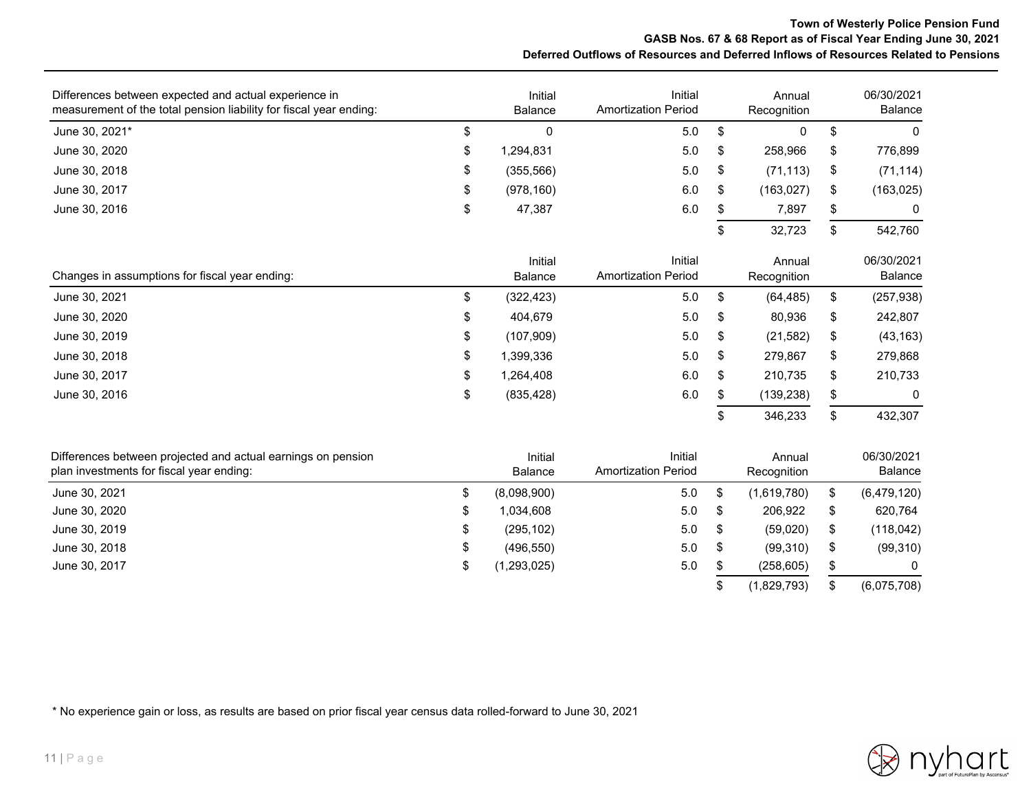| Differences between expected and actual experience in measurement of the total pension liability for fiscal year ending: | Initial Balance | Initial Amortization Period | Annual Recognition | 06/30/2021 Balance |
|---|---|---|---|---|
| June 30, 2021* | $ 0 | 5.0 | $ 0 | $ 0 |
| June 30, 2020 | $ 1,294,831 | 5.0 | $ 258,966 | $ 776,899 |
| June 30, 2018 | $ (355,566) | 5.0 | $ (71,113) | $ (71,114) |
| June 30, 2017 | $ (978,160) | 6.0 | $ (163,027) | $ (163,025) |
| June 30, 2016 | $ 47,387 | 6.0 | $ 7,897 | $ 0 |
| | | | $ 32,723 | $ 542,760 |

| Changes in assumptions for fiscal year ending: | Initial Balance | Initial Amortization Period | Annual Recognition | 06/30/2021 Balance |
|---|---|---|---|---|
| June 30, 2021 | $ (322,423) | 5.0 | $ (64,485) | $ (257,938) |
| June 30, 2020 | $ 404,679 | 5.0 | $ 80,936 | $ 242,807 |
| June 30, 2019 | $ (107,909) | 5.0 | $ (21,582) | $ (43,163) |
| June 30, 2018 | $ 1,399,336 | 5.0 | $ 279,867 | $ 279,868 |
| June 30, 2017 | $ 1,264,408 | 6.0 | $ 210,735 | $ 210,733 |
| June 30, 2016 | $ (835,428) | 6.0 | $ (139,238) | $ 0 |
| | | | $ 346,233 | $ 432,307 |

| Differences between projected and actual earnings on pension plan investments for fiscal year ending: | Initial Balance | Initial Amortization Period | Annual Recognition | 06/30/2021 Balance |
|---|---|---|---|---|
| June 30, 2021 | $ (8,098,900) | 5.0 | $ (1,619,780) | $ (6,479,120) |
| June 30, 2020 | $ 1,034,608 | 5.0 | $ 206,922 | $ 620,764 |
| June 30, 2019 | $ (295,102) | 5.0 | $ (59,020) | $ (118,042) |
| June 30, 2018 | $ (496,550) | 5.0 | $ (99,310) | $ (99,310) |
| June 30, 2017 | $ (1,293,025) | 5.0 | $ (258,605) | $ 0 |
| | | | $ (1,829,793) | $ (6,075,708) |

* No experience gain or loss, as results are based on prior fiscal year census data rolled-forward to June 30, 2021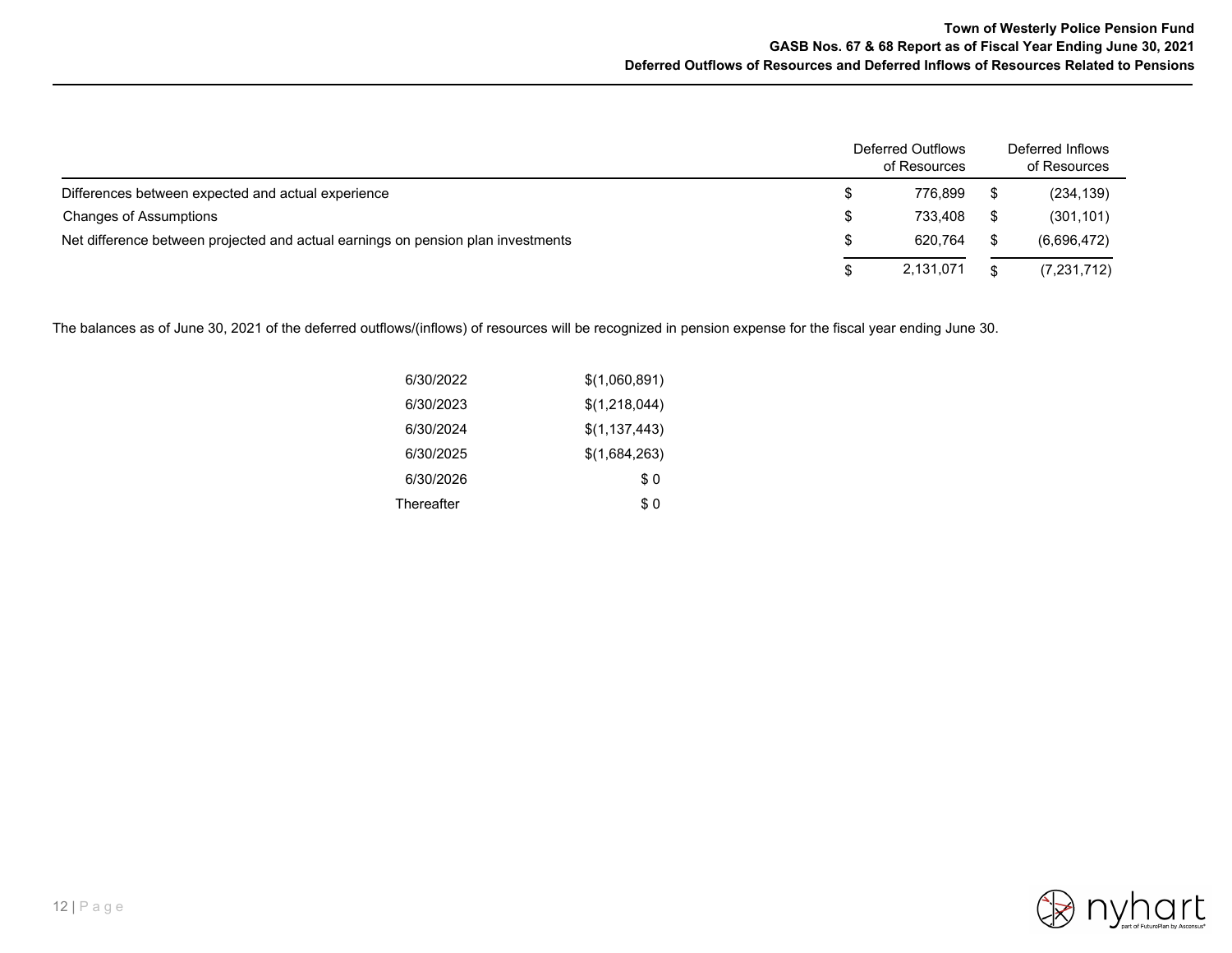| | Deferred Outflows of Resources | Deferred Inflows of Resources |
|---|---|---|
| Differences between expected and actual experience | $ 776,899 | $ (234,139) |
| Changes of Assumptions | $ 733,408 | $ (301,101) |
| Net difference between projected and actual earnings on pension plan investments | $ 620,764 | $ (6,696,472) |
| | $ 2,131,071 | $ (7,231,712) |

The balances as of June 30, 2021 of the deferred outflows/(inflows) of resources will be recognized in pension expense for the fiscal year ending June 30.

| | |
|---|---|
| 6/30/2022 | $(1,060,891) |
| 6/30/2023 | $(1,218,044) |
| 6/30/2024 | $(1,137,443) |
| 6/30/2025 | $(1,684,263) |
| 6/30/2026 | $ 0 |
| Thereafter | $ 0 |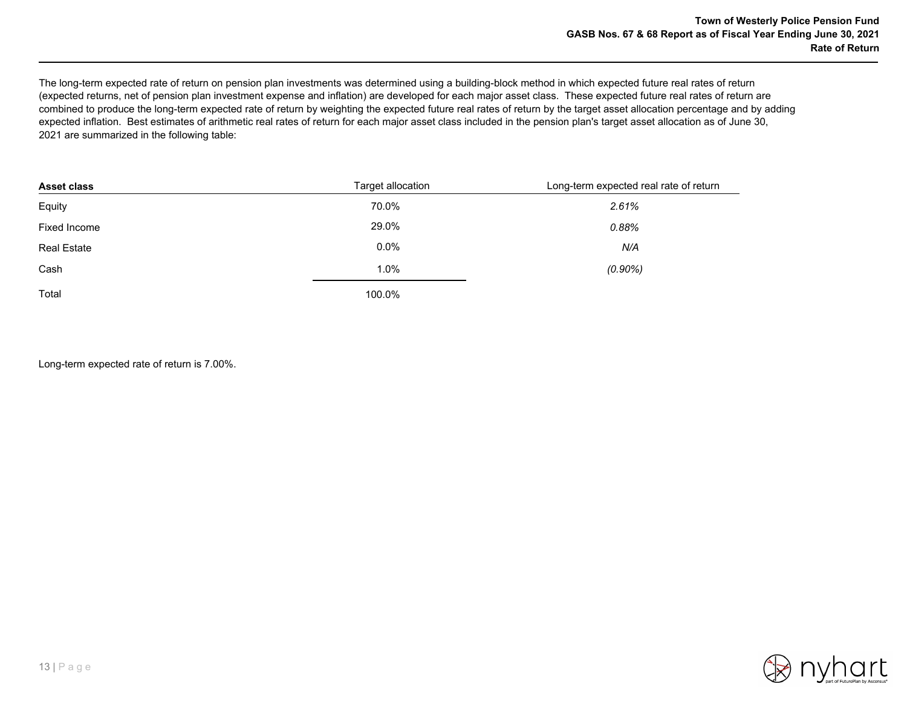The long-term expected rate of return on pension plan investments was determined using a building-block method in which expected future real rates of return (expected returns, net of pension plan investment expense and inflation) are developed for each major asset class. These expected future real rates of return are combined to produce the long-term expected rate of return by weighting the expected future real rates of return by the target asset allocation percentage and by adding expected inflation. Best estimates of arithmetic real rates of return for each major asset class included in the pension plan's target asset allocation as of June 30, 2021 are summarized in the following table:

| **Asset class** | Target allocation | Long-term expected real rate of return |
|---|---|---|
| Equity | 70.0% | *2.61%* |
| Fixed Income | 29.0% | *0.88%* |
| Real Estate | 0.0% | *N/A* |
| Cash | 1.0% | *(0.90%)* |
| Total | 100.0% | |

Long-term expected rate of return is 7.00%.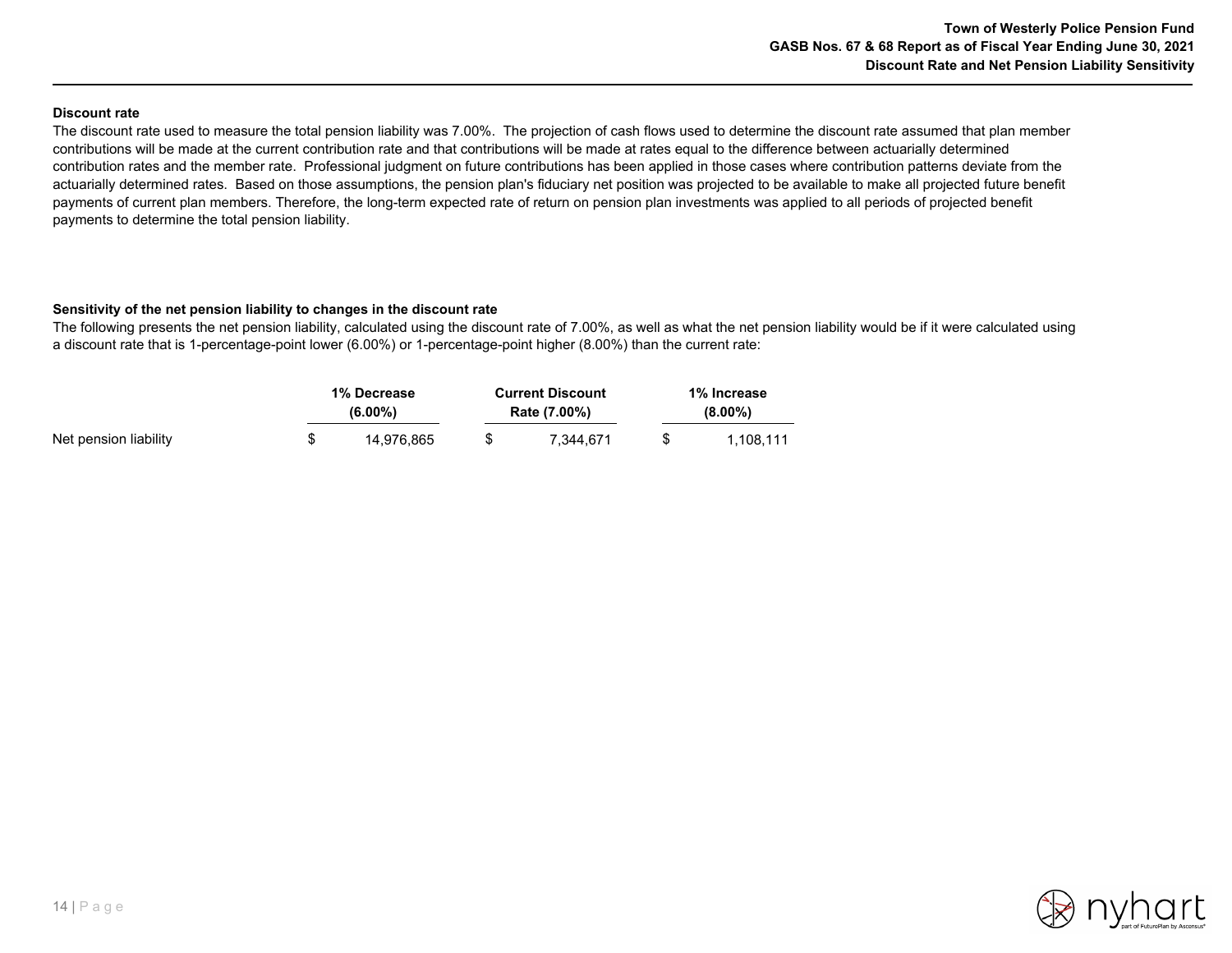### Discount rate

The discount rate used to measure the total pension liability was 7.00%. The projection of cash flows used to determine the discount rate assumed that plan member contributions will be made at the current contribution rate and that contributions will be made at rates equal to the difference between actuarially determined contribution rates and the member rate. Professional judgment on future contributions has been applied in those cases where contribution patterns deviate from the actuarially determined rates. Based on those assumptions, the pension plan's fiduciary net position was projected to be available to make all projected future benefit payments of current plan members. Therefore, the long-term expected rate of return on pension plan investments was applied to all periods of projected benefit payments to determine the total pension liability.

### Sensitivity of the net pension liability to changes in the discount rate

The following presents the net pension liability, calculated using the discount rate of 7.00%, as well as what the net pension liability would be if it were calculated using a discount rate that is 1-percentage-point lower (6.00%) or 1-percentage-point higher (8.00%) than the current rate:

| | 1% Decrease (6.00%) | Current Discount Rate (7.00%) | 1% Increase (8.00%) |
|---|---|---|---|
| Net pension liability | $ 14,976,865 | $ 7,344,671 | $ 1,108,111 |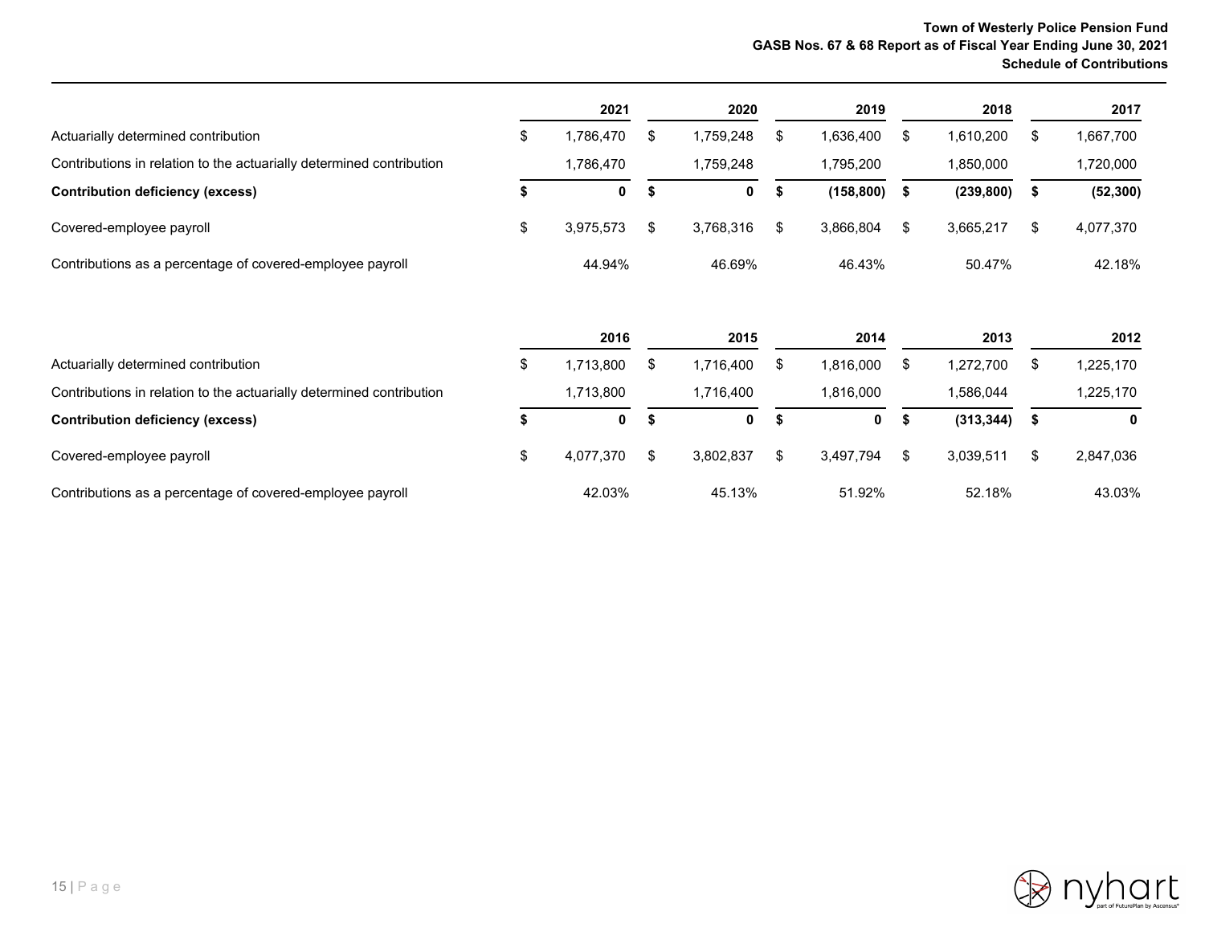# Schedule of Contributions

| | 2021 | 2020 | 2019 | 2018 | 2017 |
|---|---|---|---|---|---|
| Actuarially determined contribution | $ 1,786,470 | $ 1,759,248 | $ 1,636,400 | $ 1,610,200 | $ 1,667,700 |
| Contributions in relation to the actuarially determined contribution | 1,786,470 | 1,759,248 | 1,795,200 | 1,850,000 | 1,720,000 |
| **Contribution deficiency (excess)** | **$ 0** | **$ 0** | **$ (158,800)** | **$ (239,800)** | **$ (52,300)** |
| Covered-employee payroll | $ 3,975,573 | $ 3,768,316 | $ 3,866,804 | $ 3,665,217 | $ 4,077,370 |
| Contributions as a percentage of covered-employee payroll | 44.94% | 46.69% | 46.43% | 50.47% | 42.18% |

| | 2016 | 2015 | 2014 | 2013 | 2012 |
|---|---|---|---|---|---|
| Actuarially determined contribution | $ 1,713,800 | $ 1,716,400 | $ 1,816,000 | $ 1,272,700 | $ 1,225,170 |
| Contributions in relation to the actuarially determined contribution | 1,713,800 | 1,716,400 | 1,816,000 | 1,586,044 | 1,225,170 |
| **Contribution deficiency (excess)** | **$ 0** | **$ 0** | **$ 0** | **$ (313,344)** | **$ 0** |
| Covered-employee payroll | $ 4,077,370 | $ 3,802,837 | $ 3,497,794 | $ 3,039,511 | $ 2,847,036 |
| Contributions as a percentage of covered-employee payroll | 42.03% | 45.13% | 51.92% | 52.18% | 43.03% |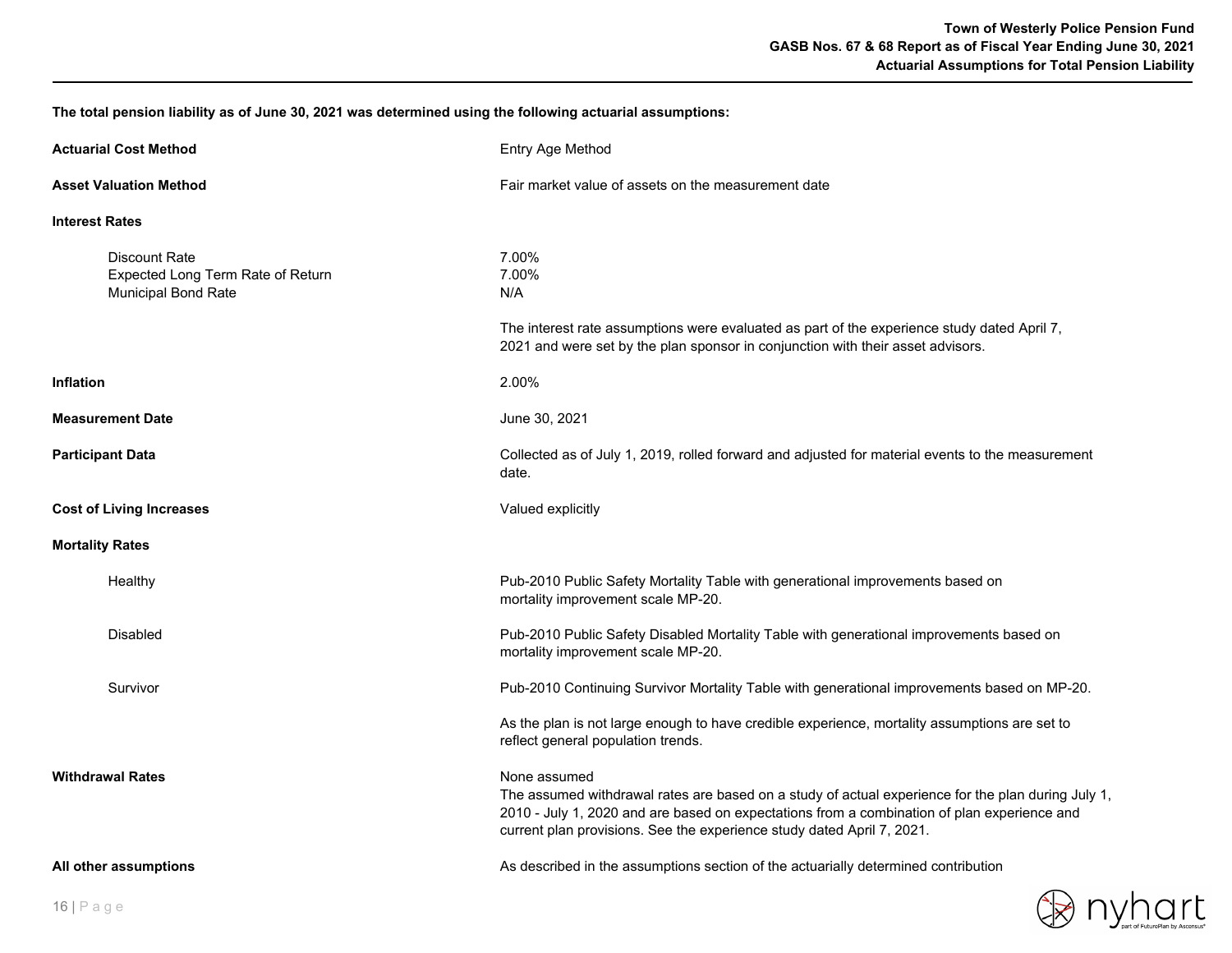**The total pension liability as of June 30, 2021 was determined using the following actuarial assumptions:**

| | |
|---|---|
| **Actuarial Cost Method** | Entry Age Method |
| **Asset Valuation Method** | Fair market value of assets on the measurement date |
| **Interest Rates** | |
| Discount Rate | 7.00% |
| Expected Long Term Rate of Return | 7.00% |
| Municipal Bond Rate | N/A |
| | The interest rate assumptions were evaluated as part of the experience study dated April 7, 2021 and were set by the plan sponsor in conjunction with their asset advisors. |
| **Inflation** | 2.00% |
| **Measurement Date** | June 30, 2021 |
| **Participant Data** | Collected as of July 1, 2019, rolled forward and adjusted for material events to the measurement date. |
| **Cost of Living Increases** | Valued explicitly |
| **Mortality Rates** | |
| Healthy | Pub-2010 Public Safety Mortality Table with generational improvements based on mortality improvement scale MP-20. |
| Disabled | Pub-2010 Public Safety Disabled Mortality Table with generational improvements based on mortality improvement scale MP-20. |
| Survivor | Pub-2010 Continuing Survivor Mortality Table with generational improvements based on MP-20. |
| | As the plan is not large enough to have credible experience, mortality assumptions are set to reflect general population trends. |
| **Withdrawal Rates** | None assumed<br>The assumed withdrawal rates are based on a study of actual experience for the plan during July 1, 2010 - July 1, 2020 and are based on expectations from a combination of plan experience and current plan provisions. See the experience study dated April 7, 2021. |
| **All other assumptions** | As described in the assumptions section of the actuarially determined contribution |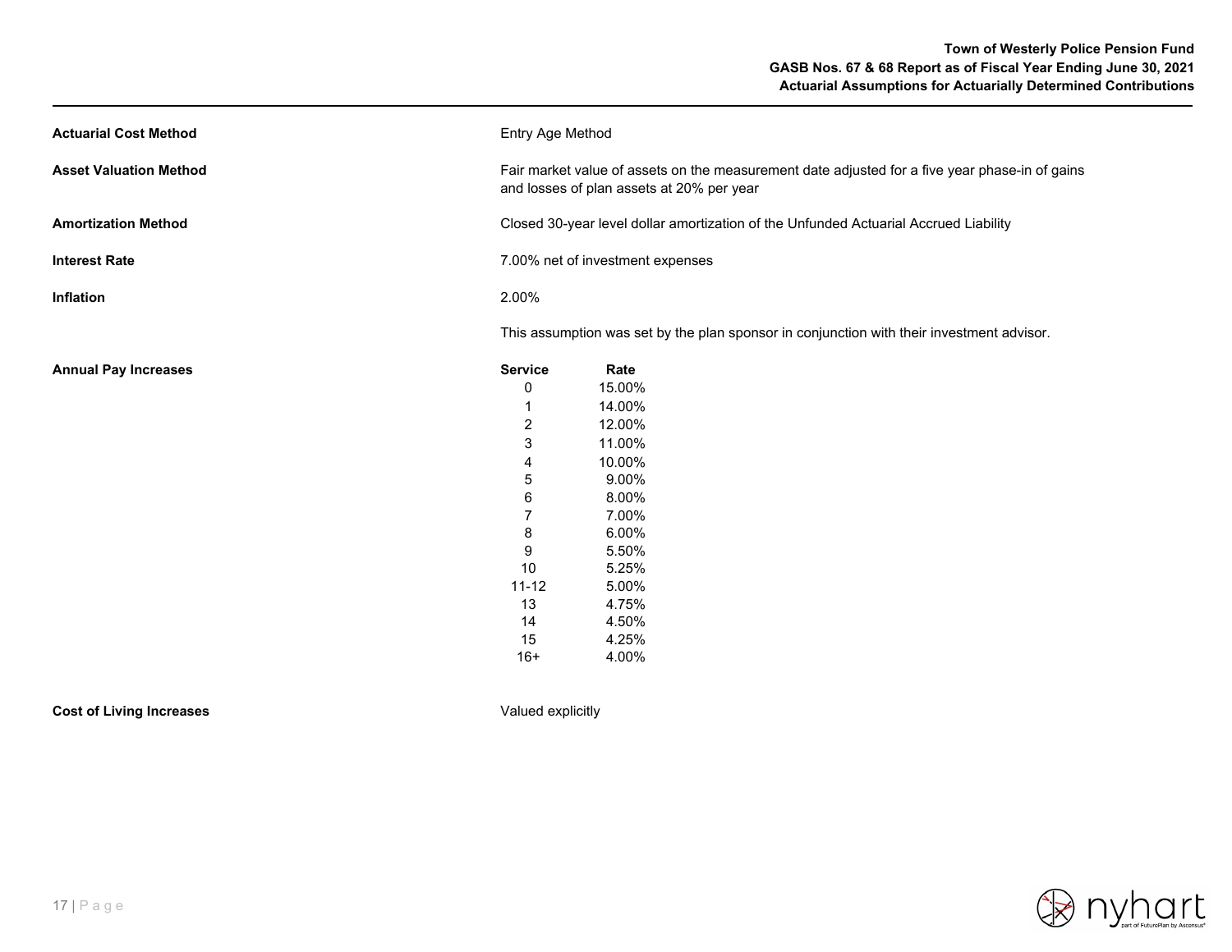**Actuarial Cost Method**

Entry Age Method

**Asset Valuation Method**

Fair market value of assets on the measurement date adjusted for a five year phase-in of gains and losses of plan assets at 20% per year

**Amortization Method**

Closed 30-year level dollar amortization of the Unfunded Actuarial Accrued Liability

**Interest Rate**

7.00% net of investment expenses

**Inflation**

2.00%

This assumption was set by the plan sponsor in conjunction with their investment advisor.

**Annual Pay Increases**

| Service | Rate |
|---|---|
| 0 | 15.00% |
| 1 | 14.00% |
| 2 | 12.00% |
| 3 | 11.00% |
| 4 | 10.00% |
| 5 | 9.00% |
| 6 | 8.00% |
| 7 | 7.00% |
| 8 | 6.00% |
| 9 | 5.50% |
| 10 | 5.25% |
| 11-12 | 5.00% |
| 13 | 4.75% |
| 14 | 4.50% |
| 15 | 4.25% |
| 16+ | 4.00% |

**Cost of Living Increases**

Valued explicitly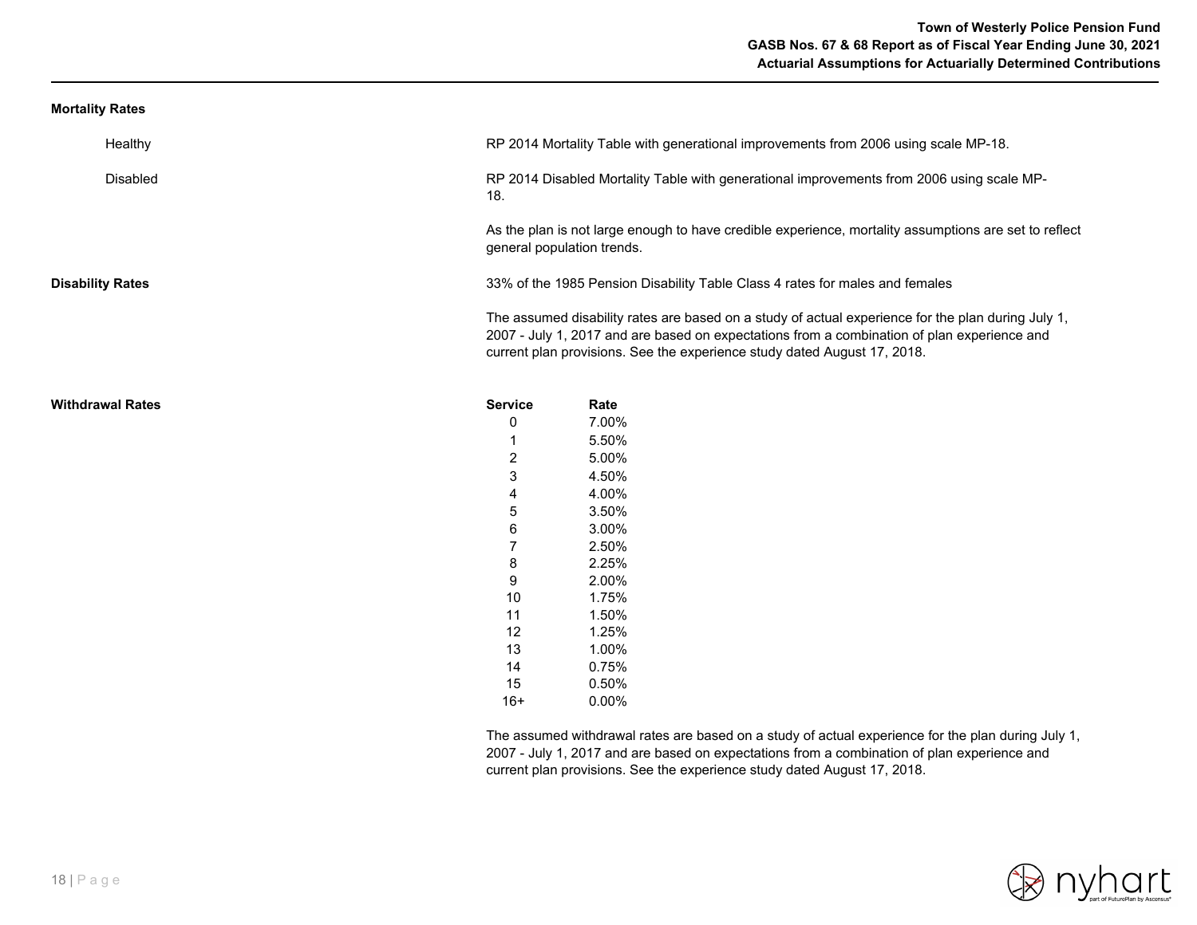**Mortality Rates**

Healthy

RP 2014 Mortality Table with generational improvements from 2006 using scale MP-18.

Disabled

RP 2014 Disabled Mortality Table with generational improvements from 2006 using scale MP-18.

As the plan is not large enough to have credible experience, mortality assumptions are set to reflect general population trends.

**Disability Rates**

33% of the 1985 Pension Disability Table Class 4 rates for males and females

The assumed disability rates are based on a study of actual experience for the plan during July 1, 2007 - July 1, 2017 and are based on expectations from a combination of plan experience and current plan provisions. See the experience study dated August 17, 2018.

**Withdrawal Rates**

| Service | Rate |
|---|---|
| 0 | 7.00% |
| 1 | 5.50% |
| 2 | 5.00% |
| 3 | 4.50% |
| 4 | 4.00% |
| 5 | 3.50% |
| 6 | 3.00% |
| 7 | 2.50% |
| 8 | 2.25% |
| 9 | 2.00% |
| 10 | 1.75% |
| 11 | 1.50% |
| 12 | 1.25% |
| 13 | 1.00% |
| 14 | 0.75% |
| 15 | 0.50% |
| 16+ | 0.00% |

The assumed withdrawal rates are based on a study of actual experience for the plan during July 1, 2007 - July 1, 2017 and are based on expectations from a combination of plan experience and current plan provisions. See the experience study dated August 17, 2018.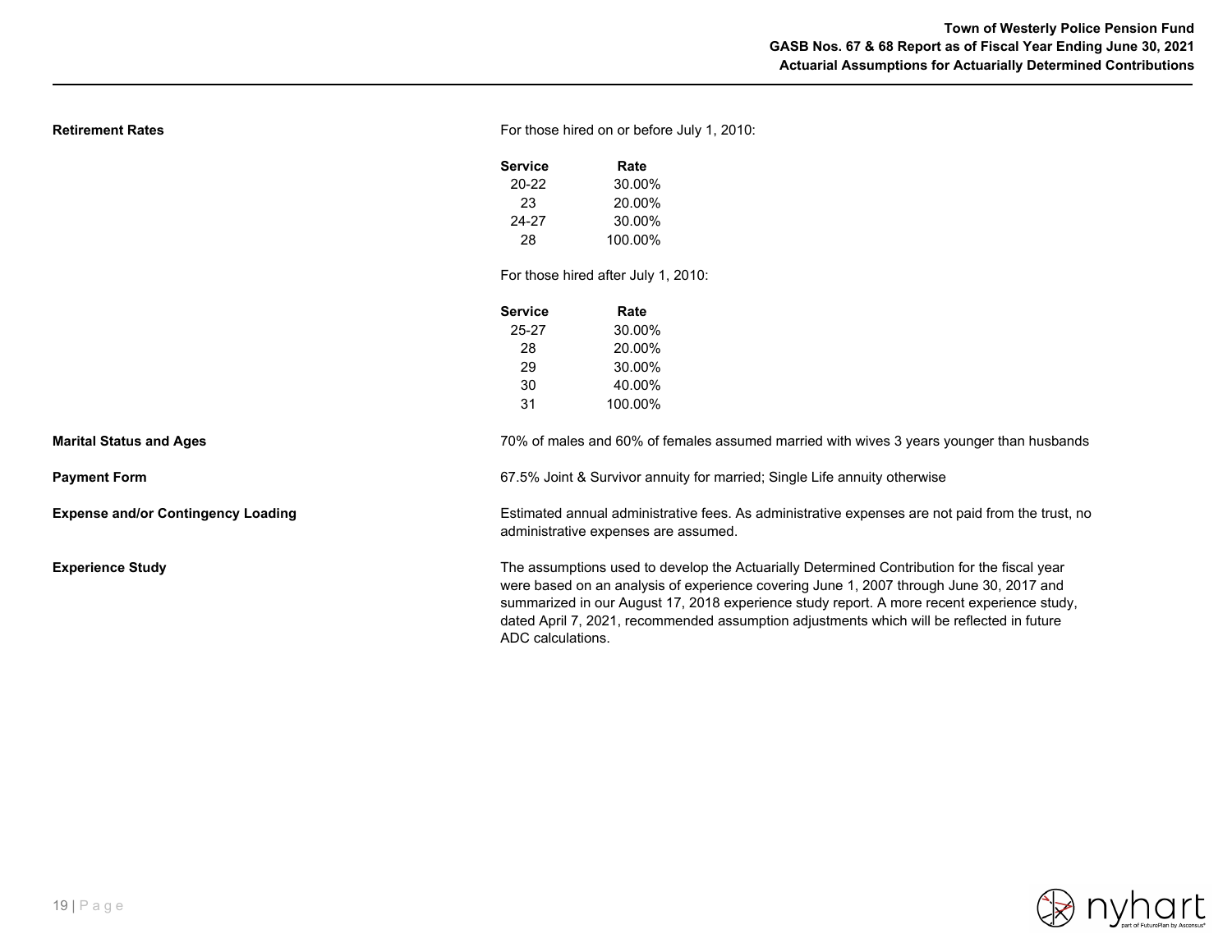**Retirement Rates**

For those hired on or before July 1, 2010:

| Service | Rate |
|---|---|
| 20-22 | 30.00% |
| 23 | 20.00% |
| 24-27 | 30.00% |
| 28 | 100.00% |

For those hired after July 1, 2010:

| Service | Rate |
|---|---|
| 25-27 | 30.00% |
| 28 | 20.00% |
| 29 | 30.00% |
| 30 | 40.00% |
| 31 | 100.00% |

**Marital Status and Ages**

70% of males and 60% of females assumed married with wives 3 years younger than husbands

**Payment Form**

67.5% Joint & Survivor annuity for married; Single Life annuity otherwise

**Expense and/or Contingency Loading**

Estimated annual administrative fees. As administrative expenses are not paid from the trust, no administrative expenses are assumed.

**Experience Study**

The assumptions used to develop the Actuarially Determined Contribution for the fiscal year were based on an analysis of experience covering June 1, 2007 through June 30, 2017 and summarized in our August 17, 2018 experience study report. A more recent experience study, dated April 7, 2021, recommended assumption adjustments which will be reflected in future ADC calculations.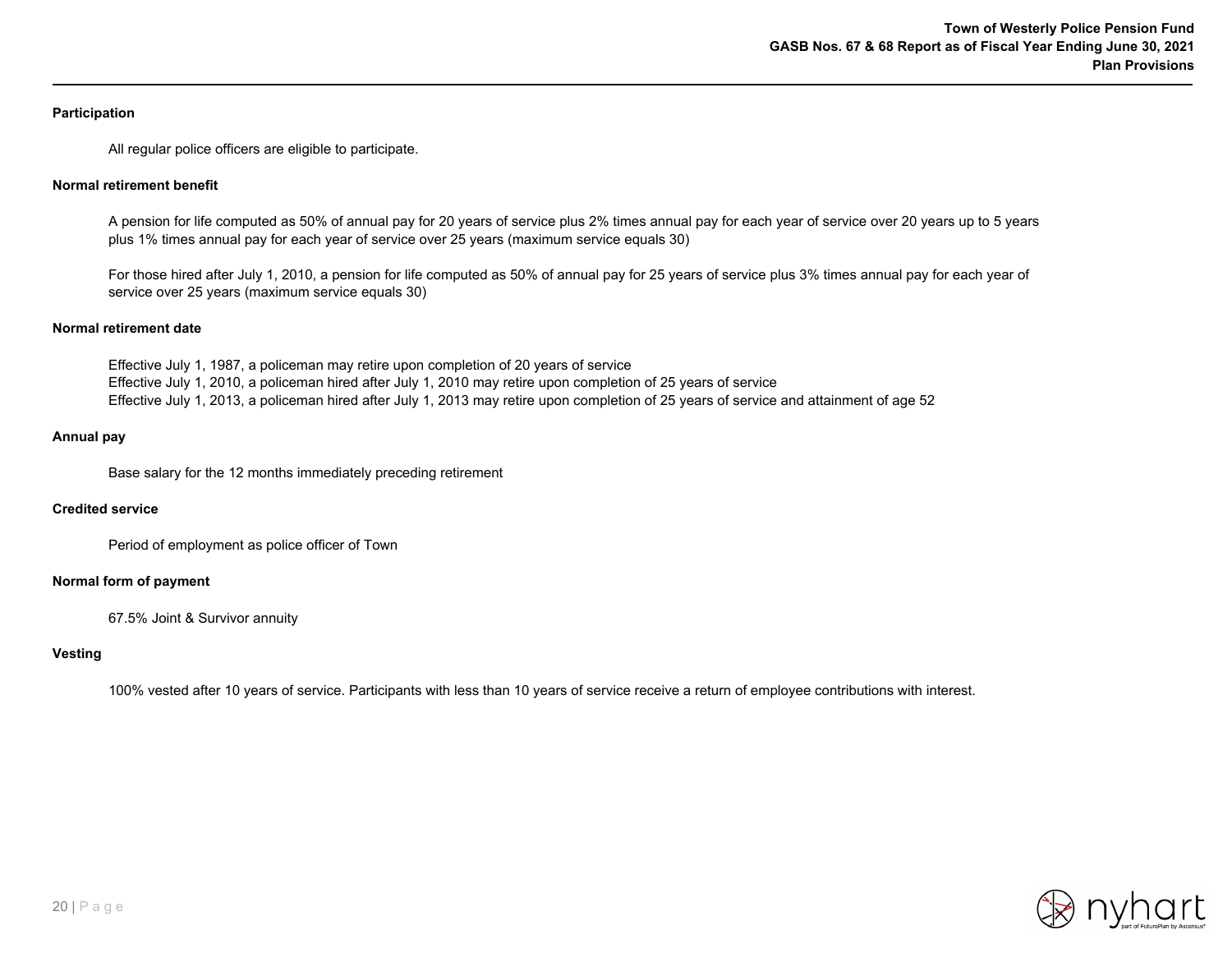## Participation

All regular police officers are eligible to participate.

## Normal retirement benefit

A pension for life computed as 50% of annual pay for 20 years of service plus 2% times annual pay for each year of service over 20 years up to 5 years plus 1% times annual pay for each year of service over 25 years (maximum service equals 30)

For those hired after July 1, 2010, a pension for life computed as 50% of annual pay for 25 years of service plus 3% times annual pay for each year of service over 25 years (maximum service equals 30)

## Normal retirement date

Effective July 1, 1987, a policeman may retire upon completion of 20 years of service
Effective July 1, 2010, a policeman hired after July 1, 2010 may retire upon completion of 25 years of service
Effective July 1, 2013, a policeman hired after July 1, 2013 may retire upon completion of 25 years of service and attainment of age 52

## Annual pay

Base salary for the 12 months immediately preceding retirement

## Credited service

Period of employment as police officer of Town

## Normal form of payment

67.5% Joint & Survivor annuity

## Vesting

100% vested after 10 years of service. Participants with less than 10 years of service receive a return of employee contributions with interest.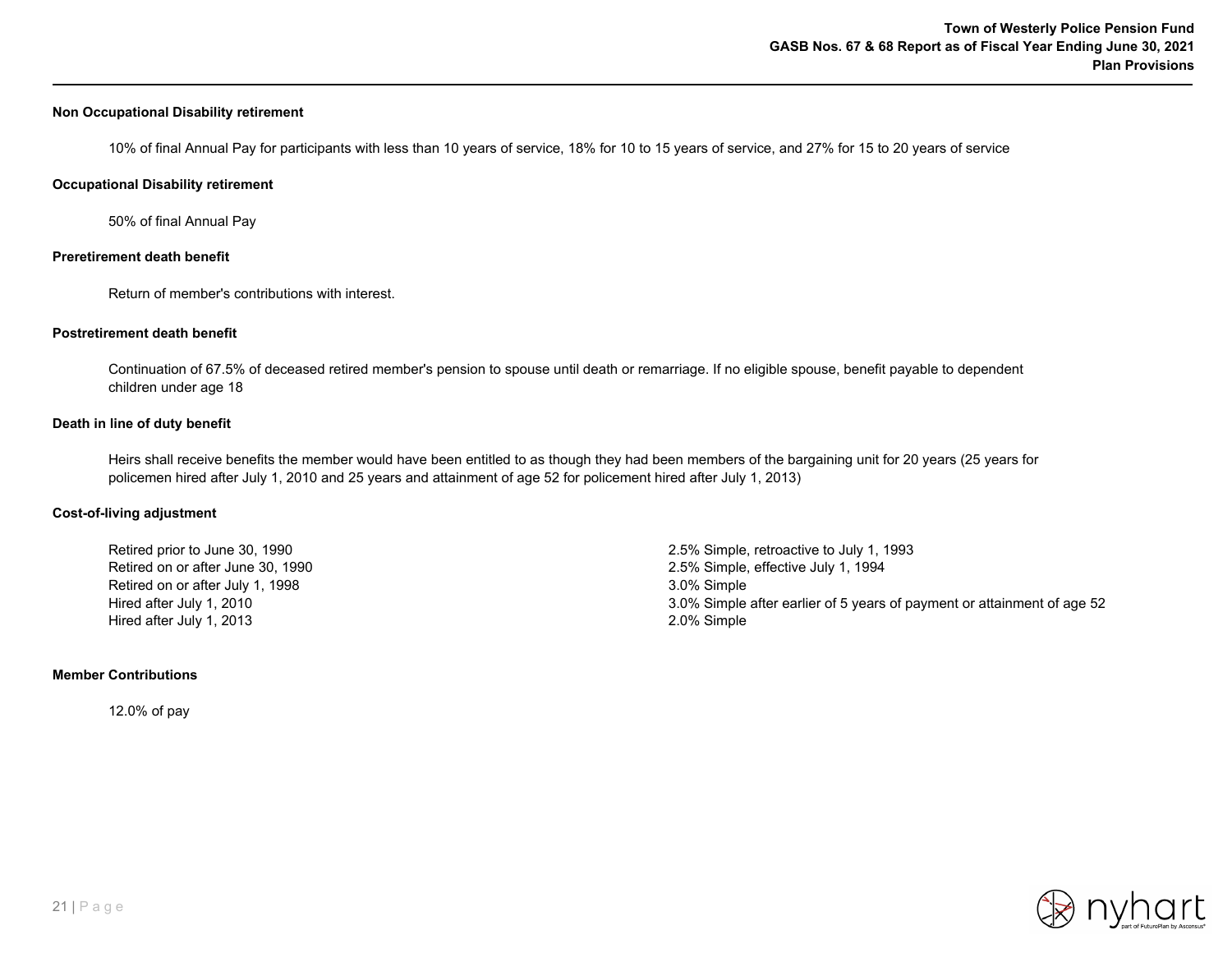**Non Occupational Disability retirement**

10% of final Annual Pay for participants with less than 10 years of service, 18% for 10 to 15 years of service, and 27% for 15 to 20 years of service

**Occupational Disability retirement**

50% of final Annual Pay

**Preretirement death benefit**

Return of member's contributions with interest.

**Postretirement death benefit**

Continuation of 67.5% of deceased retired member's pension to spouse until death or remarriage. If no eligible spouse, benefit payable to dependent children under age 18

**Death in line of duty benefit**

Heirs shall receive benefits the member would have been entitled to as though they had been members of the bargaining unit for 20 years (25 years for policemen hired after July 1, 2010 and 25 years and attainment of age 52 for policement hired after July 1, 2013)

**Cost-of-living adjustment**

| | |
|---|---|
| Retired prior to June 30, 1990 | 2.5% Simple, retroactive to July 1, 1993 |
| Retired on or after June 30, 1990 | 2.5% Simple, effective July 1, 1994 |
| Retired on or after July 1, 1998 | 3.0% Simple |
| Hired after July 1, 2010 | 3.0% Simple after earlier of 5 years of payment or attainment of age 52 |
| Hired after July 1, 2013 | 2.0% Simple |

**Member Contributions**

12.0% of pay